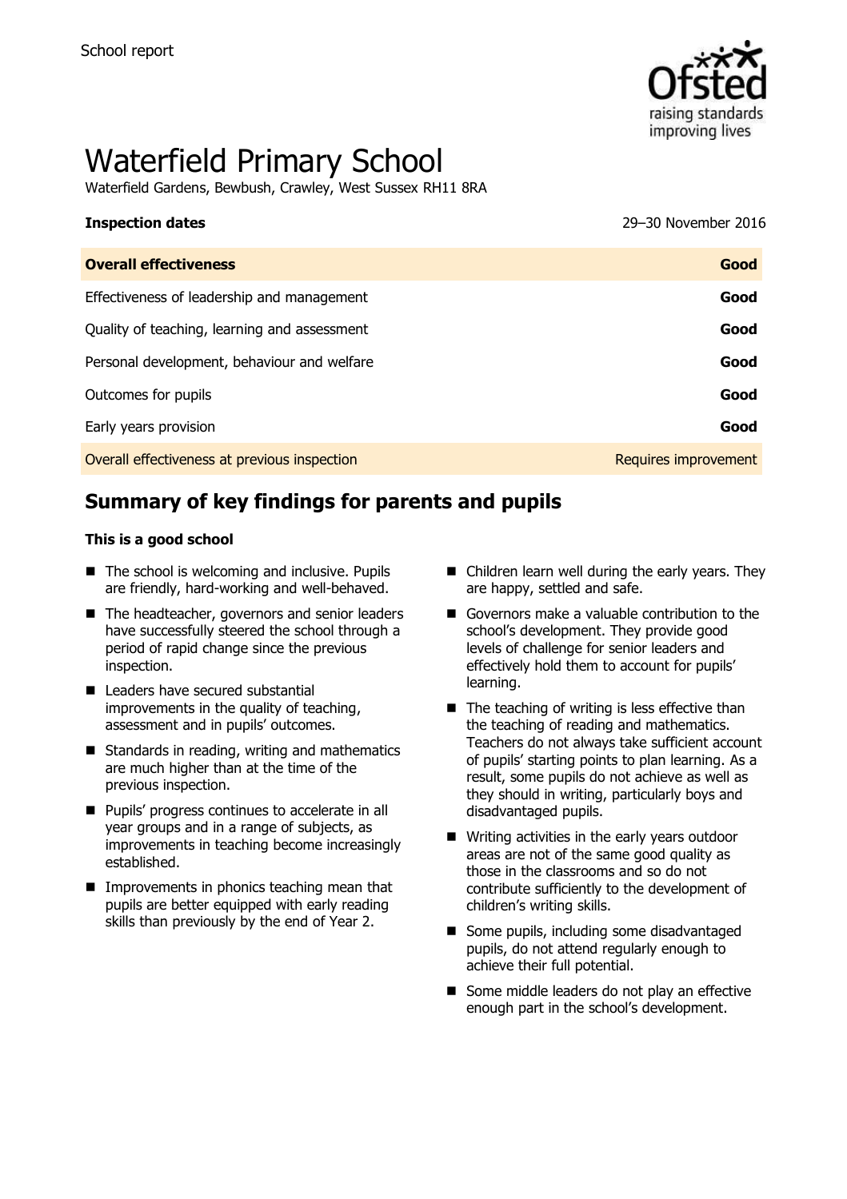School report

# Waterfield Primary School

Waterfield Gardens, Bewbush, Crawley, West Sussex RH11 8RA

| **Inspection dates** | 29–30 November 2016 |
|---|---|
| **Overall effectiveness** | **Good** |
| Effectiveness of leadership and management | **Good** |
| Quality of teaching, learning and assessment | **Good** |
| Personal development, behaviour and welfare | **Good** |
| Outcomes for pupils | **Good** |
| Early years provision | **Good** |
| Overall effectiveness at previous inspection | Requires improvement |

## Summary of key findings for parents and pupils

**This is a good school**

- The school is welcoming and inclusive. Pupils are friendly, hard-working and well-behaved.
- The headteacher, governors and senior leaders have successfully steered the school through a period of rapid change since the previous inspection.
- Leaders have secured substantial improvements in the quality of teaching, assessment and in pupils' outcomes.
- Standards in reading, writing and mathematics are much higher than at the time of the previous inspection.
- Pupils' progress continues to accelerate in all year groups and in a range of subjects, as improvements in teaching become increasingly established.
- Improvements in phonics teaching mean that pupils are better equipped with early reading skills than previously by the end of Year 2.
- Children learn well during the early years. They are happy, settled and safe.
- Governors make a valuable contribution to the school's development. They provide good levels of challenge for senior leaders and effectively hold them to account for pupils' learning.
- The teaching of writing is less effective than the teaching of reading and mathematics. Teachers do not always take sufficient account of pupils' starting points to plan learning. As a result, some pupils do not achieve as well as they should in writing, particularly boys and disadvantaged pupils.
- Writing activities in the early years outdoor areas are not of the same good quality as those in the classrooms and so do not contribute sufficiently to the development of children's writing skills.
- Some pupils, including some disadvantaged pupils, do not attend regularly enough to achieve their full potential.
- Some middle leaders do not play an effective enough part in the school's development.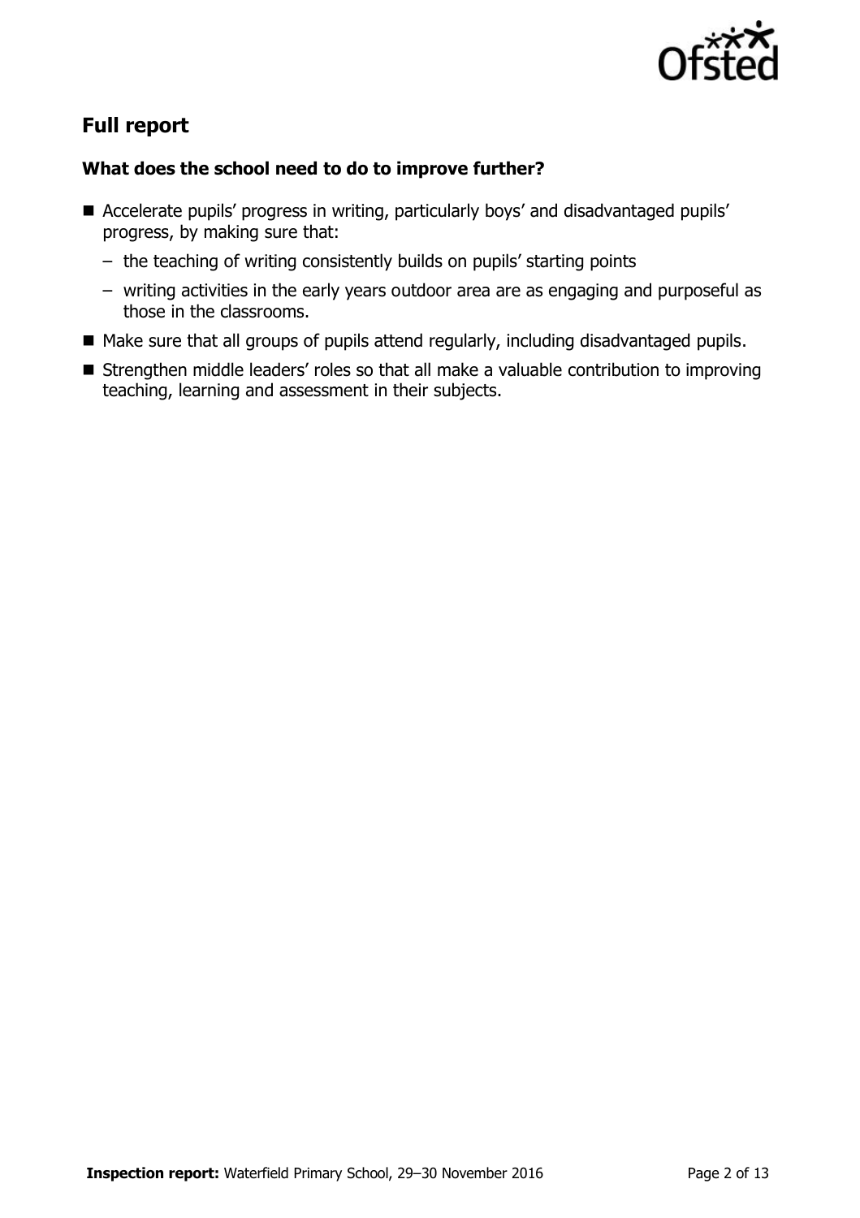## Full report

### What does the school need to do to improve further?

- Accelerate pupils' progress in writing, particularly boys' and disadvantaged pupils' progress, by making sure that:
  - the teaching of writing consistently builds on pupils' starting points
  - writing activities in the early years outdoor area are as engaging and purposeful as those in the classrooms.
- Make sure that all groups of pupils attend regularly, including disadvantaged pupils.
- Strengthen middle leaders' roles so that all make a valuable contribution to improving teaching, learning and assessment in their subjects.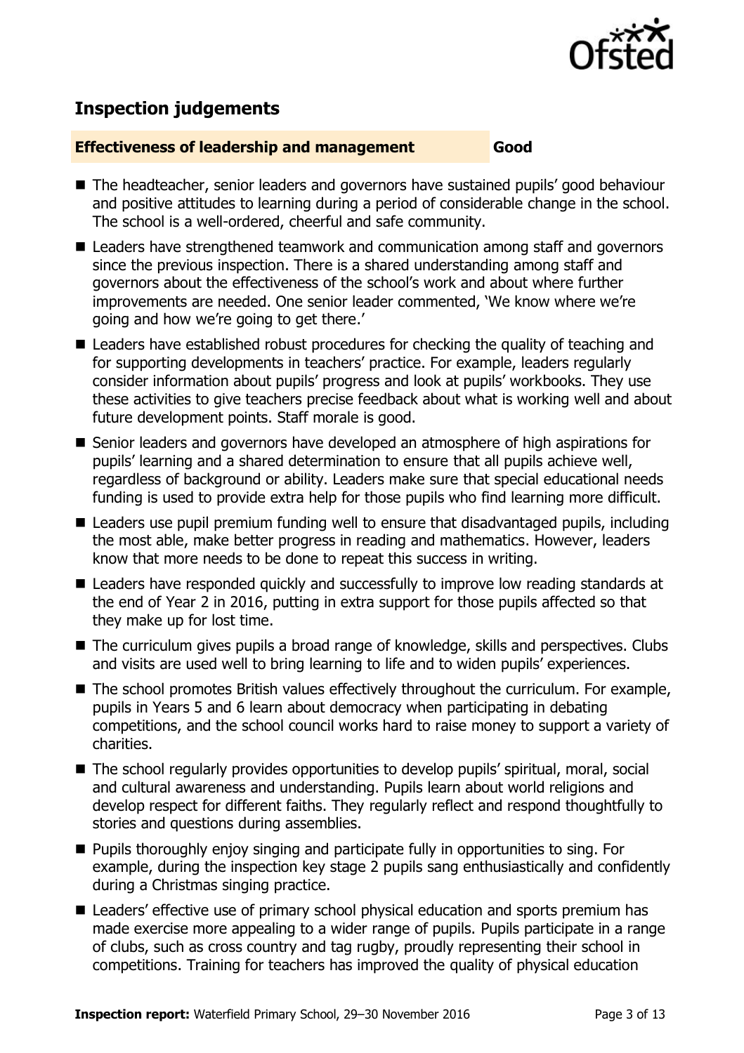## Inspection judgements

**Effectiveness of leadership and management** **Good**

- The headteacher, senior leaders and governors have sustained pupils' good behaviour and positive attitudes to learning during a period of considerable change in the school. The school is a well-ordered, cheerful and safe community.
- Leaders have strengthened teamwork and communication among staff and governors since the previous inspection. There is a shared understanding among staff and governors about the effectiveness of the school's work and about where further improvements are needed. One senior leader commented, 'We know where we're going and how we're going to get there.'
- Leaders have established robust procedures for checking the quality of teaching and for supporting developments in teachers' practice. For example, leaders regularly consider information about pupils' progress and look at pupils' workbooks. They use these activities to give teachers precise feedback about what is working well and about future development points. Staff morale is good.
- Senior leaders and governors have developed an atmosphere of high aspirations for pupils' learning and a shared determination to ensure that all pupils achieve well, regardless of background or ability. Leaders make sure that special educational needs funding is used to provide extra help for those pupils who find learning more difficult.
- Leaders use pupil premium funding well to ensure that disadvantaged pupils, including the most able, make better progress in reading and mathematics. However, leaders know that more needs to be done to repeat this success in writing.
- Leaders have responded quickly and successfully to improve low reading standards at the end of Year 2 in 2016, putting in extra support for those pupils affected so that they make up for lost time.
- The curriculum gives pupils a broad range of knowledge, skills and perspectives. Clubs and visits are used well to bring learning to life and to widen pupils' experiences.
- The school promotes British values effectively throughout the curriculum. For example, pupils in Years 5 and 6 learn about democracy when participating in debating competitions, and the school council works hard to raise money to support a variety of charities.
- The school regularly provides opportunities to develop pupils' spiritual, moral, social and cultural awareness and understanding. Pupils learn about world religions and develop respect for different faiths. They regularly reflect and respond thoughtfully to stories and questions during assemblies.
- Pupils thoroughly enjoy singing and participate fully in opportunities to sing. For example, during the inspection key stage 2 pupils sang enthusiastically and confidently during a Christmas singing practice.
- Leaders' effective use of primary school physical education and sports premium has made exercise more appealing to a wider range of pupils. Pupils participate in a range of clubs, such as cross country and tag rugby, proudly representing their school in competitions. Training for teachers has improved the quality of physical education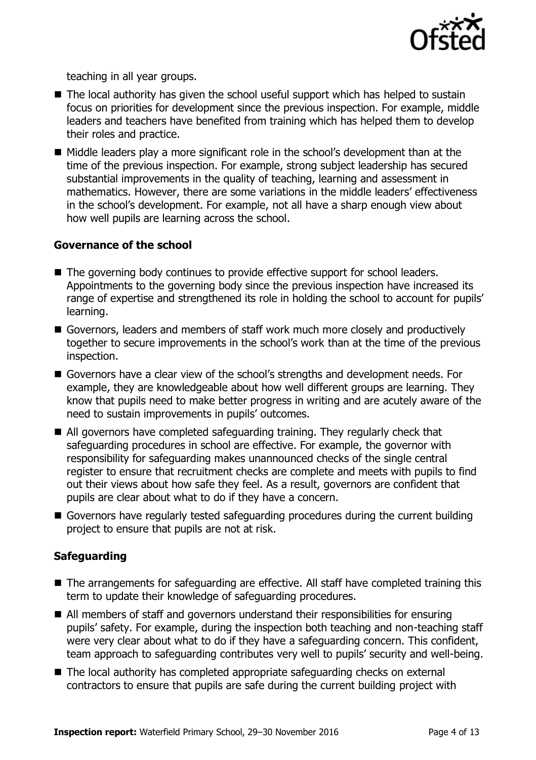teaching in all year groups.

- The local authority has given the school useful support which has helped to sustain focus on priorities for development since the previous inspection. For example, middle leaders and teachers have benefited from training which has helped them to develop their roles and practice.
- Middle leaders play a more significant role in the school's development than at the time of the previous inspection. For example, strong subject leadership has secured substantial improvements in the quality of teaching, learning and assessment in mathematics. However, there are some variations in the middle leaders' effectiveness in the school's development. For example, not all have a sharp enough view about how well pupils are learning across the school.

### Governance of the school

- The governing body continues to provide effective support for school leaders. Appointments to the governing body since the previous inspection have increased its range of expertise and strengthened its role in holding the school to account for pupils' learning.
- Governors, leaders and members of staff work much more closely and productively together to secure improvements in the school's work than at the time of the previous inspection.
- Governors have a clear view of the school's strengths and development needs. For example, they are knowledgeable about how well different groups are learning. They know that pupils need to make better progress in writing and are acutely aware of the need to sustain improvements in pupils' outcomes.
- All governors have completed safeguarding training. They regularly check that safeguarding procedures in school are effective. For example, the governor with responsibility for safeguarding makes unannounced checks of the single central register to ensure that recruitment checks are complete and meets with pupils to find out their views about how safe they feel. As a result, governors are confident that pupils are clear about what to do if they have a concern.
- Governors have regularly tested safeguarding procedures during the current building project to ensure that pupils are not at risk.

### Safeguarding

- The arrangements for safeguarding are effective. All staff have completed training this term to update their knowledge of safeguarding procedures.
- All members of staff and governors understand their responsibilities for ensuring pupils' safety. For example, during the inspection both teaching and non-teaching staff were very clear about what to do if they have a safeguarding concern. This confident, team approach to safeguarding contributes very well to pupils' security and well-being.
- The local authority has completed appropriate safeguarding checks on external contractors to ensure that pupils are safe during the current building project with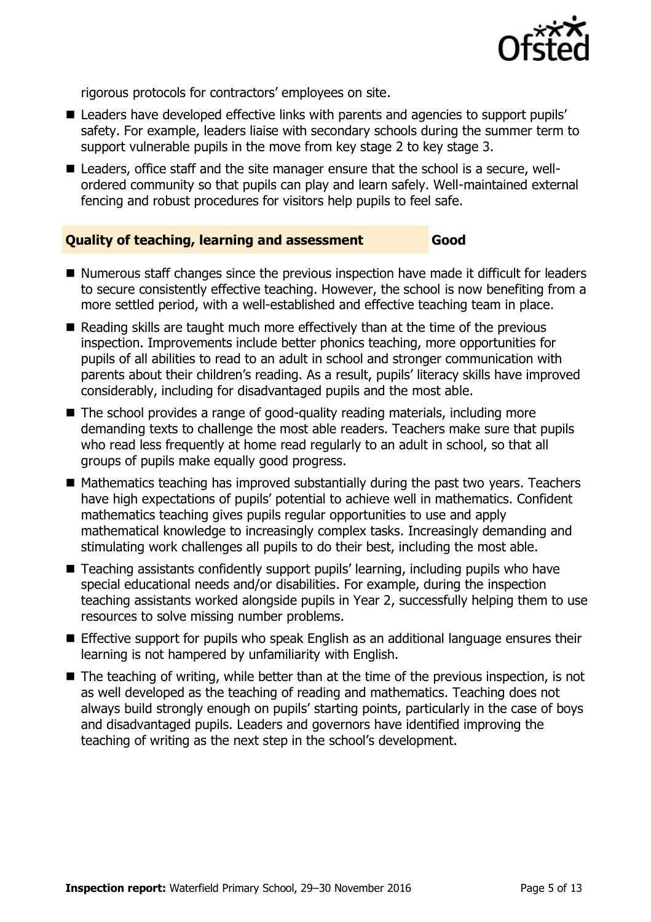rigorous protocols for contractors' employees on site.

- Leaders have developed effective links with parents and agencies to support pupils' safety. For example, leaders liaise with secondary schools during the summer term to support vulnerable pupils in the move from key stage 2 to key stage 3.
- Leaders, office staff and the site manager ensure that the school is a secure, well-ordered community so that pupils can play and learn safely. Well-maintained external fencing and robust procedures for visitors help pupils to feel safe.

## Quality of teaching, learning and assessment — Good

- Numerous staff changes since the previous inspection have made it difficult for leaders to secure consistently effective teaching. However, the school is now benefiting from a more settled period, with a well-established and effective teaching team in place.
- Reading skills are taught much more effectively than at the time of the previous inspection. Improvements include better phonics teaching, more opportunities for pupils of all abilities to read to an adult in school and stronger communication with parents about their children's reading. As a result, pupils' literacy skills have improved considerably, including for disadvantaged pupils and the most able.
- The school provides a range of good-quality reading materials, including more demanding texts to challenge the most able readers. Teachers make sure that pupils who read less frequently at home read regularly to an adult in school, so that all groups of pupils make equally good progress.
- Mathematics teaching has improved substantially during the past two years. Teachers have high expectations of pupils' potential to achieve well in mathematics. Confident mathematics teaching gives pupils regular opportunities to use and apply mathematical knowledge to increasingly complex tasks. Increasingly demanding and stimulating work challenges all pupils to do their best, including the most able.
- Teaching assistants confidently support pupils' learning, including pupils who have special educational needs and/or disabilities. For example, during the inspection teaching assistants worked alongside pupils in Year 2, successfully helping them to use resources to solve missing number problems.
- Effective support for pupils who speak English as an additional language ensures their learning is not hampered by unfamiliarity with English.
- The teaching of writing, while better than at the time of the previous inspection, is not as well developed as the teaching of reading and mathematics. Teaching does not always build strongly enough on pupils' starting points, particularly in the case of boys and disadvantaged pupils. Leaders and governors have identified improving the teaching of writing as the next step in the school's development.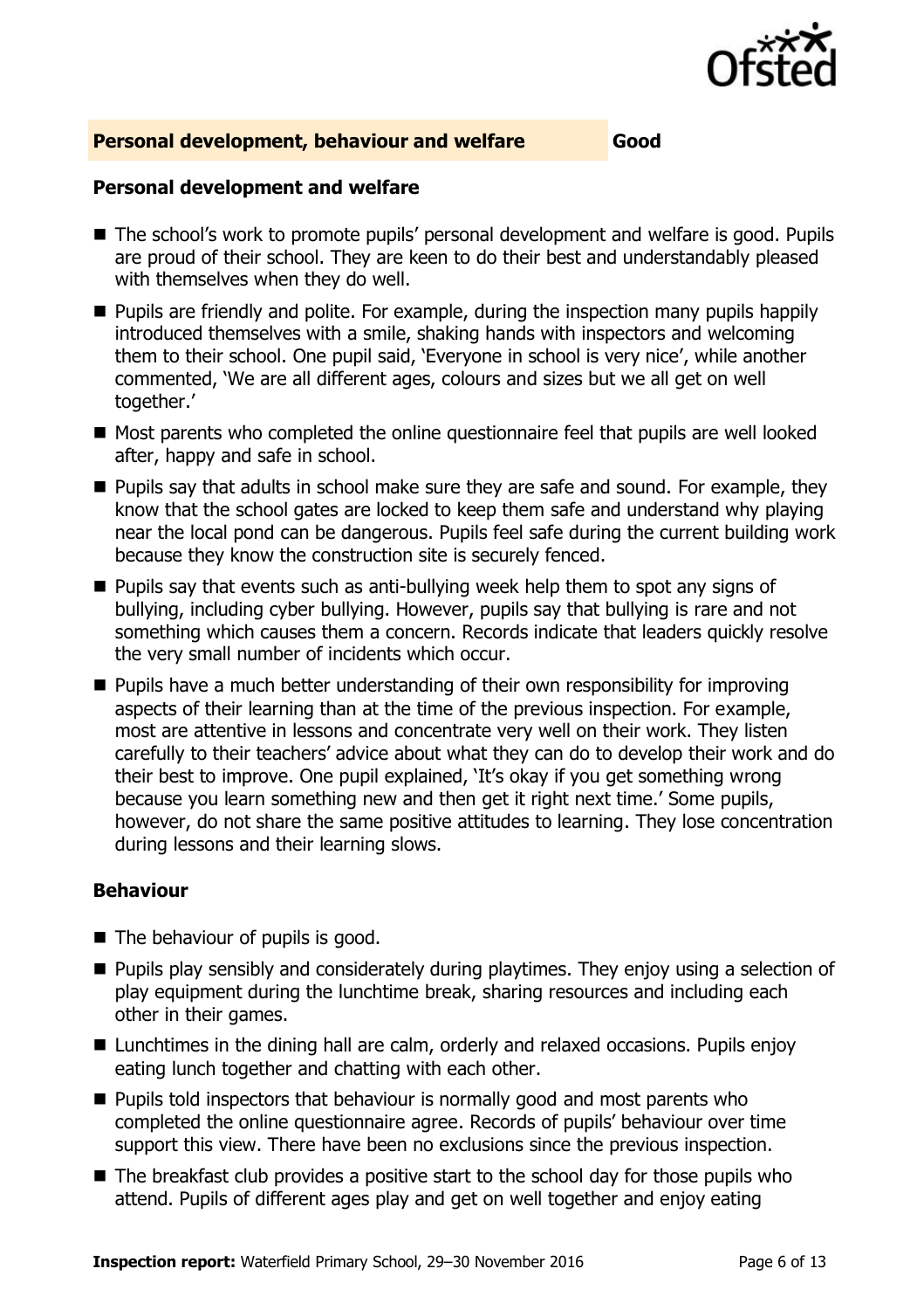## Personal development, behaviour and welfare — Good

### Personal development and welfare

- The school's work to promote pupils' personal development and welfare is good. Pupils are proud of their school. They are keen to do their best and understandably pleased with themselves when they do well.
- Pupils are friendly and polite. For example, during the inspection many pupils happily introduced themselves with a smile, shaking hands with inspectors and welcoming them to their school. One pupil said, 'Everyone in school is very nice', while another commented, 'We are all different ages, colours and sizes but we all get on well together.'
- Most parents who completed the online questionnaire feel that pupils are well looked after, happy and safe in school.
- Pupils say that adults in school make sure they are safe and sound. For example, they know that the school gates are locked to keep them safe and understand why playing near the local pond can be dangerous. Pupils feel safe during the current building work because they know the construction site is securely fenced.
- Pupils say that events such as anti-bullying week help them to spot any signs of bullying, including cyber bullying. However, pupils say that bullying is rare and not something which causes them a concern. Records indicate that leaders quickly resolve the very small number of incidents which occur.
- Pupils have a much better understanding of their own responsibility for improving aspects of their learning than at the time of the previous inspection. For example, most are attentive in lessons and concentrate very well on their work. They listen carefully to their teachers' advice about what they can do to develop their work and do their best to improve. One pupil explained, 'It's okay if you get something wrong because you learn something new and then get it right next time.' Some pupils, however, do not share the same positive attitudes to learning. They lose concentration during lessons and their learning slows.

### Behaviour

- The behaviour of pupils is good.
- Pupils play sensibly and considerately during playtimes. They enjoy using a selection of play equipment during the lunchtime break, sharing resources and including each other in their games.
- Lunchtimes in the dining hall are calm, orderly and relaxed occasions. Pupils enjoy eating lunch together and chatting with each other.
- Pupils told inspectors that behaviour is normally good and most parents who completed the online questionnaire agree. Records of pupils' behaviour over time support this view. There have been no exclusions since the previous inspection.
- The breakfast club provides a positive start to the school day for those pupils who attend. Pupils of different ages play and get on well together and enjoy eating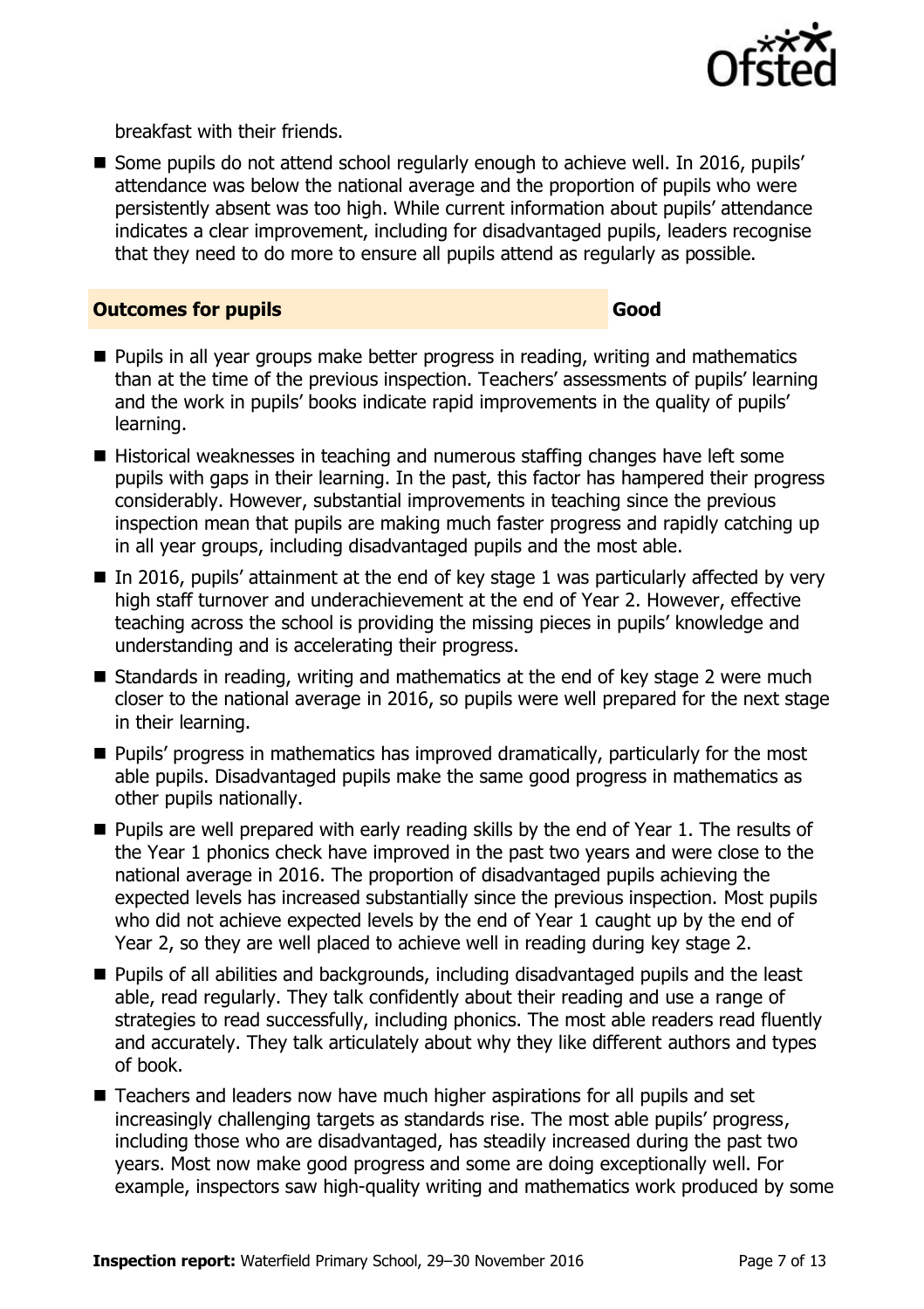breakfast with their friends.

- Some pupils do not attend school regularly enough to achieve well. In 2016, pupils' attendance was below the national average and the proportion of pupils who were persistently absent was too high. While current information about pupils' attendance indicates a clear improvement, including for disadvantaged pupils, leaders recognise that they need to do more to ensure all pupils attend as regularly as possible.

## Outcomes for pupils — Good

- Pupils in all year groups make better progress in reading, writing and mathematics than at the time of the previous inspection. Teachers' assessments of pupils' learning and the work in pupils' books indicate rapid improvements in the quality of pupils' learning.
- Historical weaknesses in teaching and numerous staffing changes have left some pupils with gaps in their learning. In the past, this factor has hampered their progress considerably. However, substantial improvements in teaching since the previous inspection mean that pupils are making much faster progress and rapidly catching up in all year groups, including disadvantaged pupils and the most able.
- In 2016, pupils' attainment at the end of key stage 1 was particularly affected by very high staff turnover and underachievement at the end of Year 2. However, effective teaching across the school is providing the missing pieces in pupils' knowledge and understanding and is accelerating their progress.
- Standards in reading, writing and mathematics at the end of key stage 2 were much closer to the national average in 2016, so pupils were well prepared for the next stage in their learning.
- Pupils' progress in mathematics has improved dramatically, particularly for the most able pupils. Disadvantaged pupils make the same good progress in mathematics as other pupils nationally.
- Pupils are well prepared with early reading skills by the end of Year 1. The results of the Year 1 phonics check have improved in the past two years and were close to the national average in 2016. The proportion of disadvantaged pupils achieving the expected levels has increased substantially since the previous inspection. Most pupils who did not achieve expected levels by the end of Year 1 caught up by the end of Year 2, so they are well placed to achieve well in reading during key stage 2.
- Pupils of all abilities and backgrounds, including disadvantaged pupils and the least able, read regularly. They talk confidently about their reading and use a range of strategies to read successfully, including phonics. The most able readers read fluently and accurately. They talk articulately about why they like different authors and types of book.
- Teachers and leaders now have much higher aspirations for all pupils and set increasingly challenging targets as standards rise. The most able pupils' progress, including those who are disadvantaged, has steadily increased during the past two years. Most now make good progress and some are doing exceptionally well. For example, inspectors saw high-quality writing and mathematics work produced by some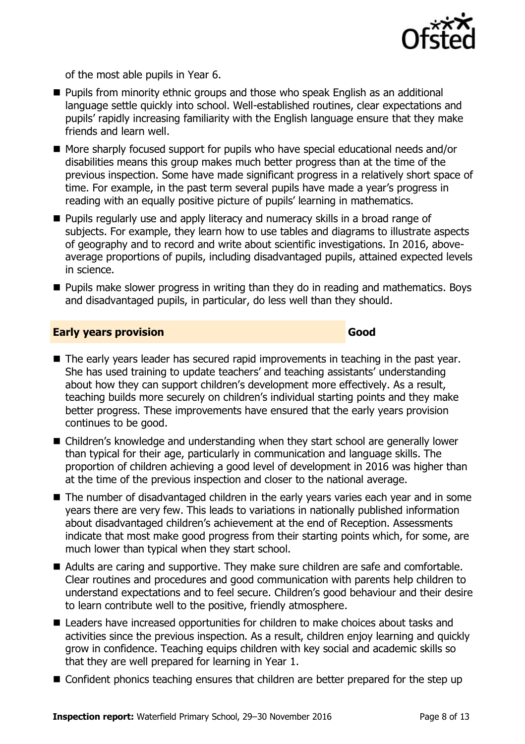of the most able pupils in Year 6.

- Pupils from minority ethnic groups and those who speak English as an additional language settle quickly into school. Well-established routines, clear expectations and pupils' rapidly increasing familiarity with the English language ensure that they make friends and learn well.
- More sharply focused support for pupils who have special educational needs and/or disabilities means this group makes much better progress than at the time of the previous inspection. Some have made significant progress in a relatively short space of time. For example, in the past term several pupils have made a year's progress in reading with an equally positive picture of pupils' learning in mathematics.
- Pupils regularly use and apply literacy and numeracy skills in a broad range of subjects. For example, they learn how to use tables and diagrams to illustrate aspects of geography and to record and write about scientific investigations. In 2016, above-average proportions of pupils, including disadvantaged pupils, attained expected levels in science.
- Pupils make slower progress in writing than they do in reading and mathematics. Boys and disadvantaged pupils, in particular, do less well than they should.

## Early years provision — Good

- The early years leader has secured rapid improvements in teaching in the past year. She has used training to update teachers' and teaching assistants' understanding about how they can support children's development more effectively. As a result, teaching builds more securely on children's individual starting points and they make better progress. These improvements have ensured that the early years provision continues to be good.
- Children's knowledge and understanding when they start school are generally lower than typical for their age, particularly in communication and language skills. The proportion of children achieving a good level of development in 2016 was higher than at the time of the previous inspection and closer to the national average.
- The number of disadvantaged children in the early years varies each year and in some years there are very few. This leads to variations in nationally published information about disadvantaged children's achievement at the end of Reception. Assessments indicate that most make good progress from their starting points which, for some, are much lower than typical when they start school.
- Adults are caring and supportive. They make sure children are safe and comfortable. Clear routines and procedures and good communication with parents help children to understand expectations and to feel secure. Children's good behaviour and their desire to learn contribute well to the positive, friendly atmosphere.
- Leaders have increased opportunities for children to make choices about tasks and activities since the previous inspection. As a result, children enjoy learning and quickly grow in confidence. Teaching equips children with key social and academic skills so that they are well prepared for learning in Year 1.
- Confident phonics teaching ensures that children are better prepared for the step up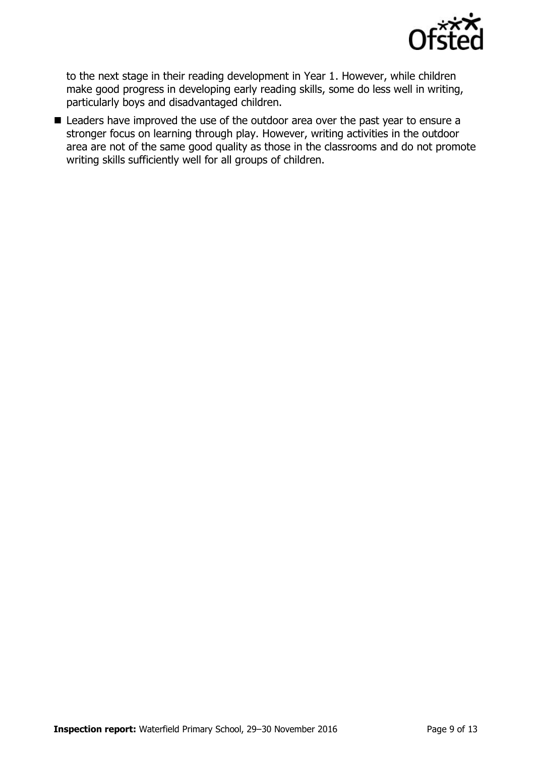to the next stage in their reading development in Year 1. However, while children make good progress in developing early reading skills, some do less well in writing, particularly boys and disadvantaged children.

- Leaders have improved the use of the outdoor area over the past year to ensure a stronger focus on learning through play. However, writing activities in the outdoor area are not of the same good quality as those in the classrooms and do not promote writing skills sufficiently well for all groups of children.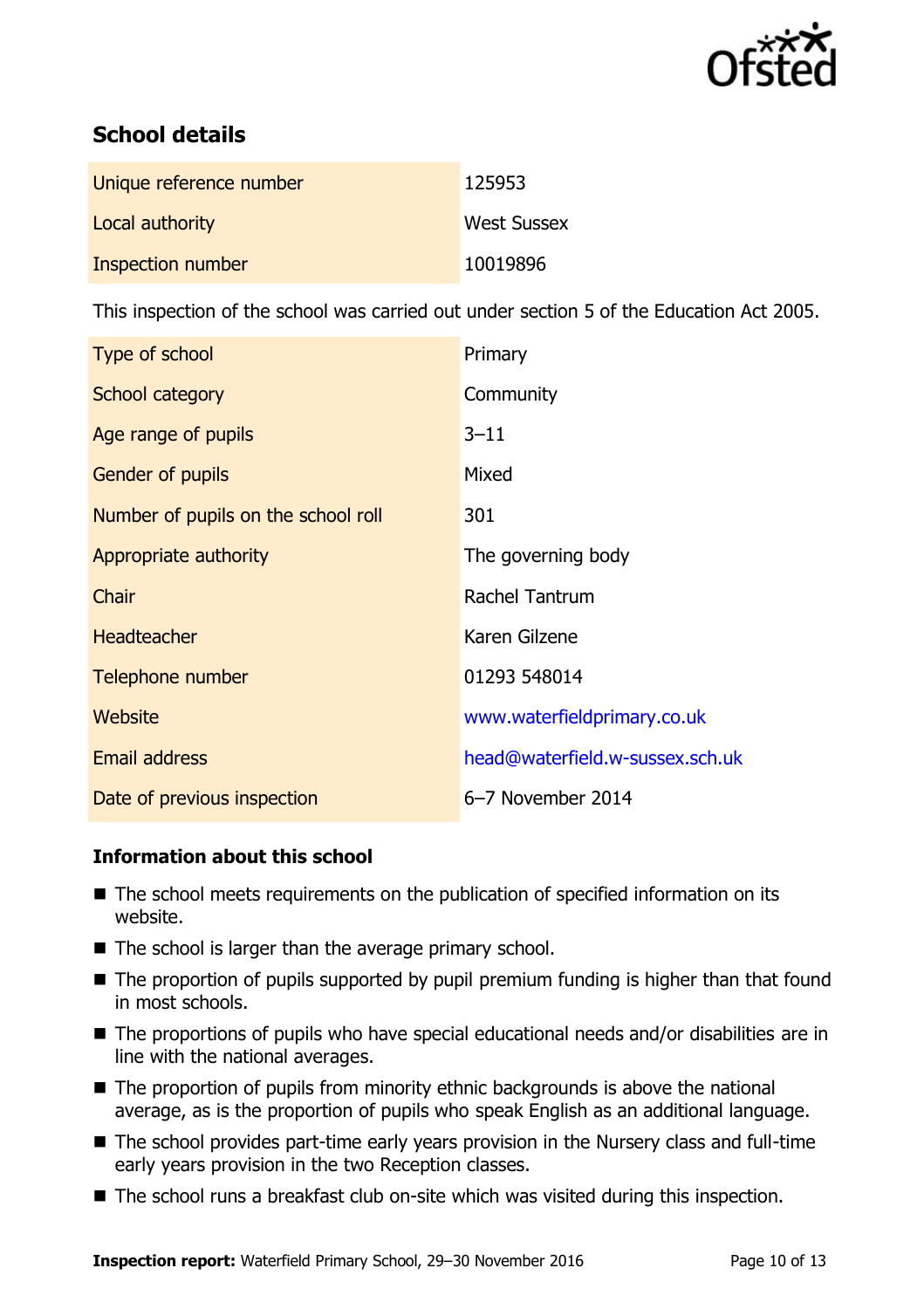## School details

| | |
|---|---|
| Unique reference number | 125953 |
| Local authority | West Sussex |
| Inspection number | 10019896 |

This inspection of the school was carried out under section 5 of the Education Act 2005.

| | |
|---|---|
| Type of school | Primary |
| School category | Community |
| Age range of pupils | 3–11 |
| Gender of pupils | Mixed |
| Number of pupils on the school roll | 301 |
| Appropriate authority | The governing body |
| Chair | Rachel Tantrum |
| Headteacher | Karen Gilzene |
| Telephone number | 01293 548014 |
| Website | www.waterfieldprimary.co.uk |
| Email address | head@waterfield.w-sussex.sch.uk |
| Date of previous inspection | 6–7 November 2014 |

### Information about this school

- The school meets requirements on the publication of specified information on its website.
- The school is larger than the average primary school.
- The proportion of pupils supported by pupil premium funding is higher than that found in most schools.
- The proportions of pupils who have special educational needs and/or disabilities are in line with the national averages.
- The proportion of pupils from minority ethnic backgrounds is above the national average, as is the proportion of pupils who speak English as an additional language.
- The school provides part-time early years provision in the Nursery class and full-time early years provision in the two Reception classes.
- The school runs a breakfast club on-site which was visited during this inspection.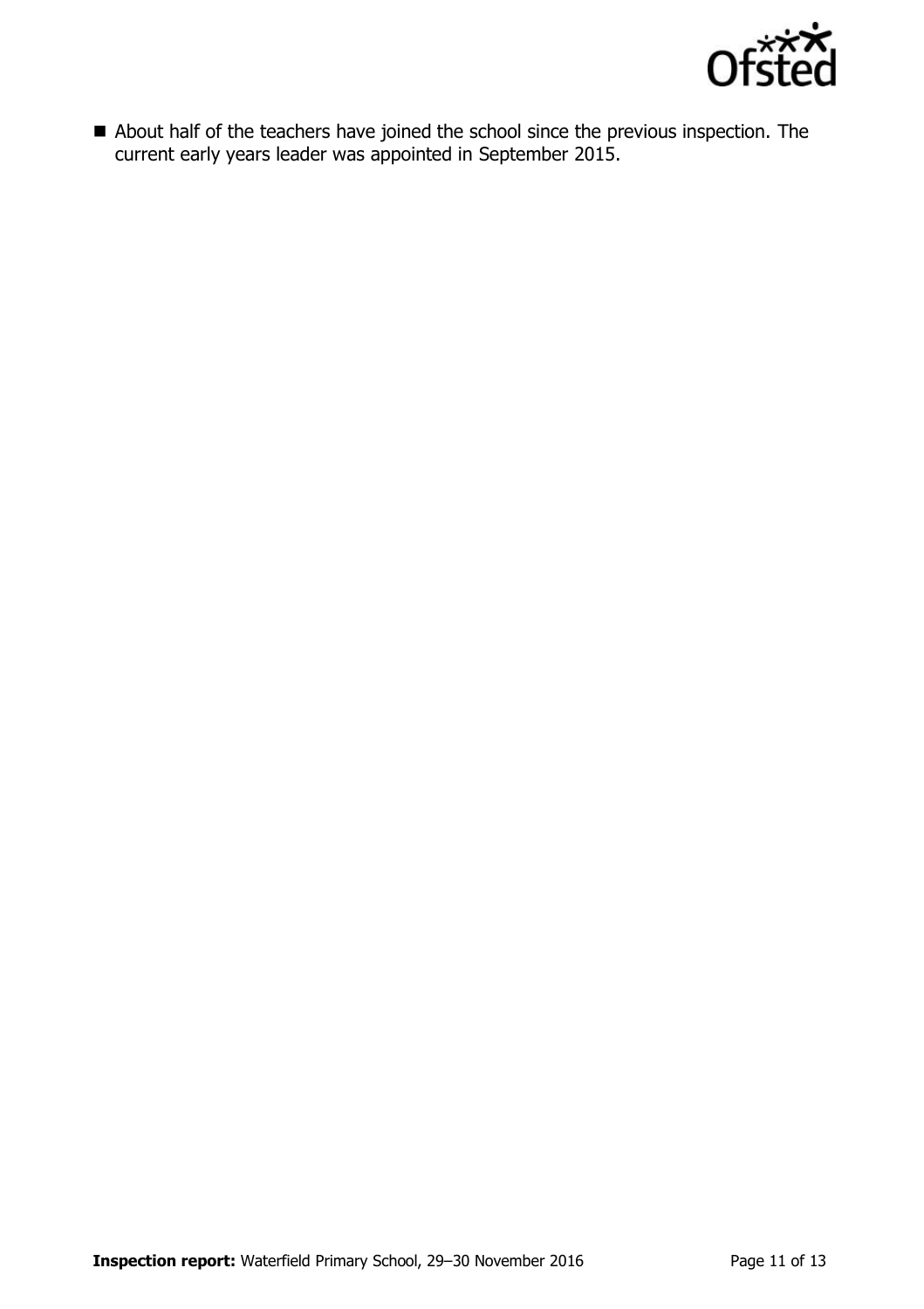- About half of the teachers have joined the school since the previous inspection. The current early years leader was appointed in September 2015.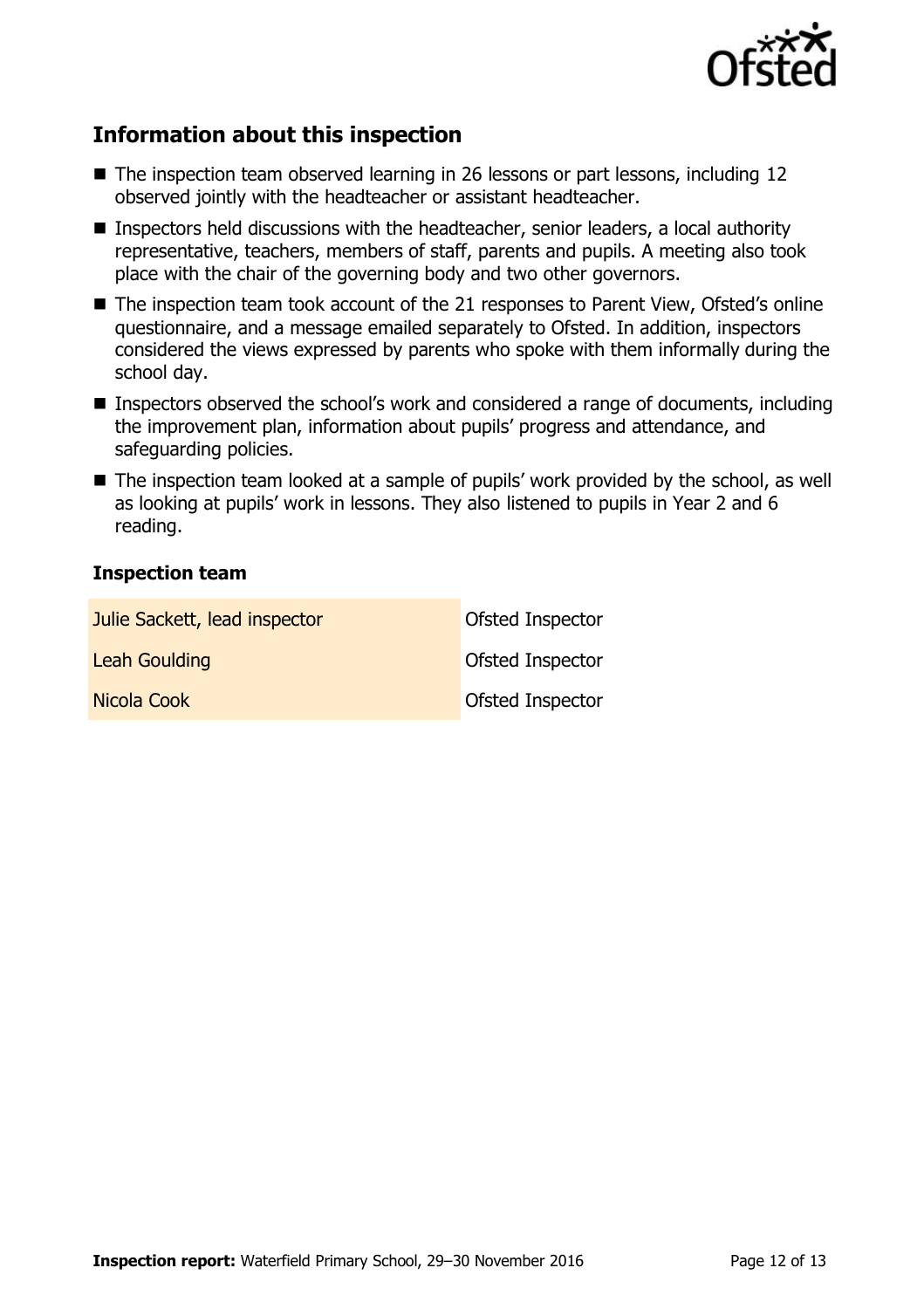## Information about this inspection

- The inspection team observed learning in 26 lessons or part lessons, including 12 observed jointly with the headteacher or assistant headteacher.
- Inspectors held discussions with the headteacher, senior leaders, a local authority representative, teachers, members of staff, parents and pupils. A meeting also took place with the chair of the governing body and two other governors.
- The inspection team took account of the 21 responses to Parent View, Ofsted's online questionnaire, and a message emailed separately to Ofsted. In addition, inspectors considered the views expressed by parents who spoke with them informally during the school day.
- Inspectors observed the school's work and considered a range of documents, including the improvement plan, information about pupils' progress and attendance, and safeguarding policies.
- The inspection team looked at a sample of pupils' work provided by the school, as well as looking at pupils' work in lessons. They also listened to pupils in Year 2 and 6 reading.

### Inspection team

| | |
|---|---|
| Julie Sackett, lead inspector | Ofsted Inspector |
| Leah Goulding | Ofsted Inspector |
| Nicola Cook | Ofsted Inspector |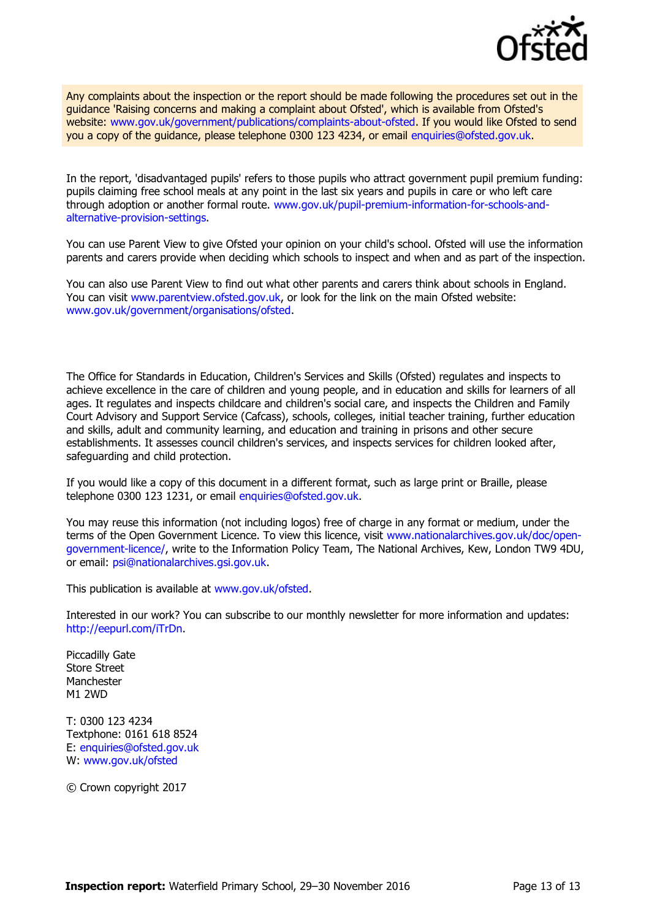Any complaints about the inspection or the report should be made following the procedures set out in the guidance 'Raising concerns and making a complaint about Ofsted', which is available from Ofsted's website: www.gov.uk/government/publications/complaints-about-ofsted. If you would like Ofsted to send you a copy of the guidance, please telephone 0300 123 4234, or email enquiries@ofsted.gov.uk.

In the report, 'disadvantaged pupils' refers to those pupils who attract government pupil premium funding: pupils claiming free school meals at any point in the last six years and pupils in care or who left care through adoption or another formal route. www.gov.uk/pupil-premium-information-for-schools-and-alternative-provision-settings.

You can use Parent View to give Ofsted your opinion on your child's school. Ofsted will use the information parents and carers provide when deciding which schools to inspect and when and as part of the inspection.

You can also use Parent View to find out what other parents and carers think about schools in England. You can visit www.parentview.ofsted.gov.uk, or look for the link on the main Ofsted website: www.gov.uk/government/organisations/ofsted.

The Office for Standards in Education, Children's Services and Skills (Ofsted) regulates and inspects to achieve excellence in the care of children and young people, and in education and skills for learners of all ages. It regulates and inspects childcare and children's social care, and inspects the Children and Family Court Advisory and Support Service (Cafcass), schools, colleges, initial teacher training, further education and skills, adult and community learning, and education and training in prisons and other secure establishments. It assesses council children's services, and inspects services for children looked after, safeguarding and child protection.

If you would like a copy of this document in a different format, such as large print or Braille, please telephone 0300 123 1231, or email enquiries@ofsted.gov.uk.

You may reuse this information (not including logos) free of charge in any format or medium, under the terms of the Open Government Licence. To view this licence, visit www.nationalarchives.gov.uk/doc/open-government-licence/, write to the Information Policy Team, The National Archives, Kew, London TW9 4DU, or email: psi@nationalarchives.gsi.gov.uk.

This publication is available at www.gov.uk/ofsted.

Interested in our work? You can subscribe to our monthly newsletter for more information and updates: http://eepurl.com/iTrDn.

Piccadilly Gate
Store Street
Manchester
M1 2WD

T: 0300 123 4234
Textphone: 0161 618 8524
E: enquiries@ofsted.gov.uk
W: www.gov.uk/ofsted

© Crown copyright 2017